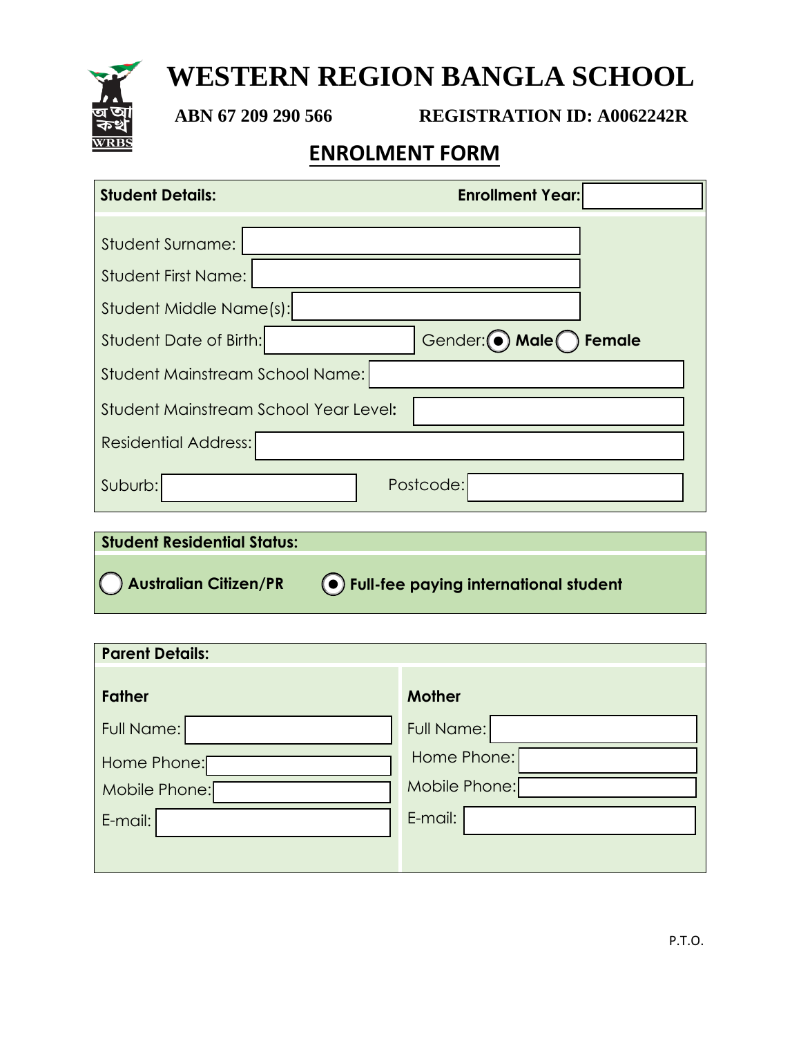# WESTERN REGION BANGLA SCHOOL

**ABN 67 209 290 566** **REGISTRATION ID: A0062242R**

## ENROLMENT FORM

**Student Details:** **Enrollment Year:**

Student Surname:

Student First Name:

Student Middle Name(s):

Student Date of Birth: Gender: (●) **Male** ( ) **Female**

Student Mainstream School Name:

Student Mainstream School Year Level:

Residential Address:

Suburb: Postcode:

**Student Residential Status:**

( ) **Australian Citizen/PR** (●) **Full-fee paying international student**

**Parent Details:**

| **Father** | **Mother** |
| --- | --- |
| Full Name: | Full Name: |
| Home Phone: | Home Phone: |
| Mobile Phone: | Mobile Phone: |
| E-mail: | E-mail: |

P.T.O.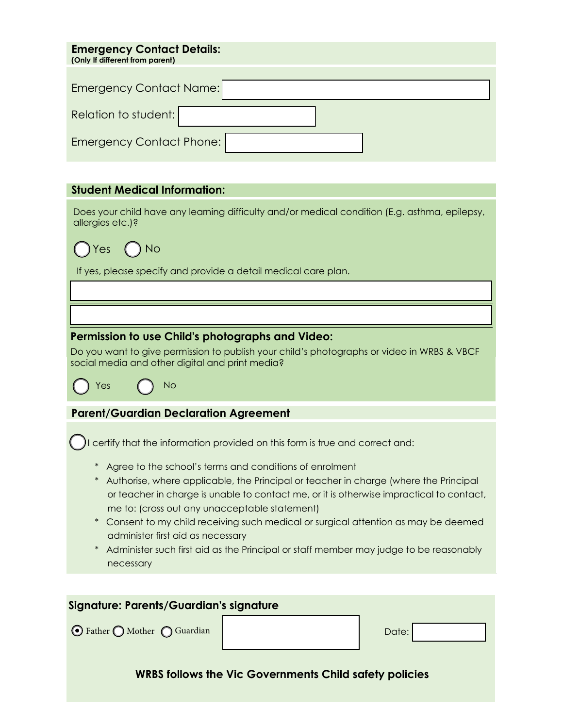## Emergency Contact Details:
**(Only If different from parent)**

Emergency Contact Name:

Relation to student:

Emergency Contact Phone:

## Student Medical Information:

Does your child have any learning difficulty and/or medical condition (E.g. asthma, epilepsy, allergies etc.)?

○ Yes ○ No

If yes, please specify and provide a detail medical care plan.

## Permission to use Child's photographs and Video:

Do you want to give permission to publish your child's photographs or video in WRBS & VBCF social media and other digital and print media?

○ Yes ○ No

## Parent/Guardian Declaration Agreement

○ I certify that the information provided on this form is true and correct and:

* Agree to the school's terms and conditions of enrolment
* Authorise, where applicable, the Principal or teacher in charge (where the Principal or teacher in charge is unable to contact me, or it is otherwise impractical to contact, me to: (cross out any unacceptable statement)
* Consent to my child receiving such medical or surgical attention as may be deemed administer first aid as necessary
* Administer such first aid as the Principal or staff member may judge to be reasonably necessary

## Signature: Parents/Guardian's signature

◉ Father ○ Mother ○ Guardian

Date:

**WRBS follows the Vic Governments Child safety policies**